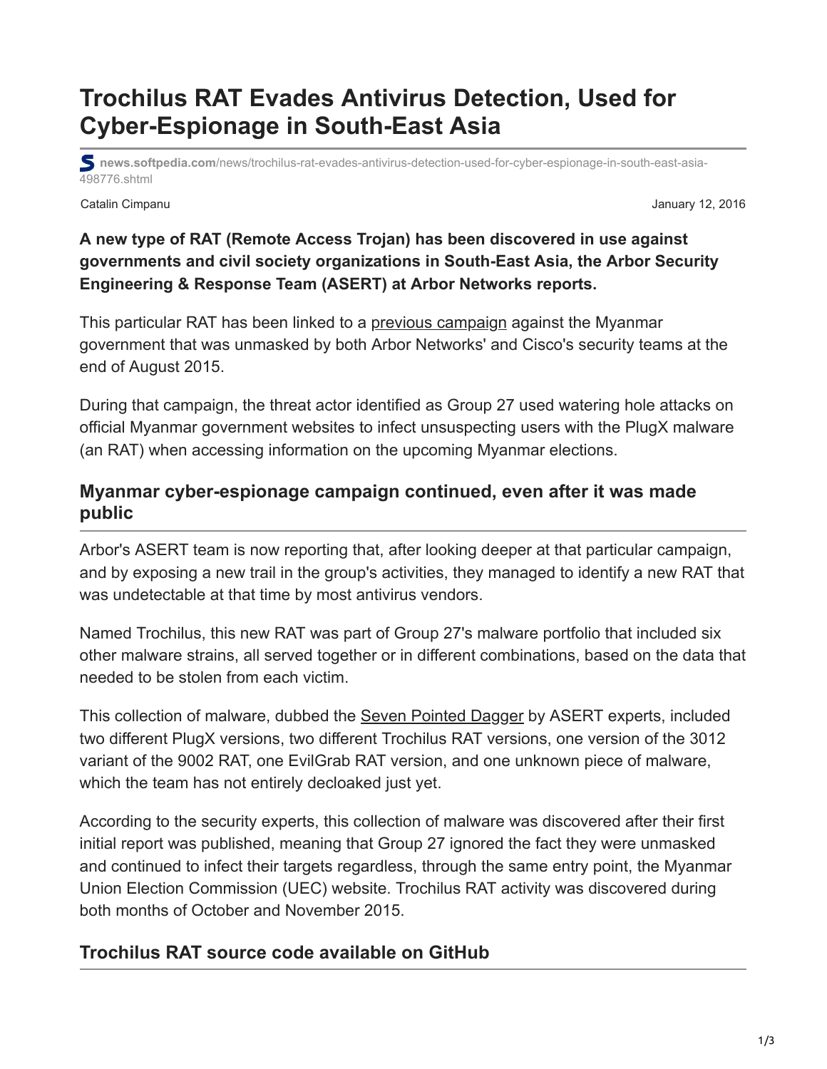# Trochilus RAT Evades Antivirus Detection, Used for Cyber-Espionage in South-East Asia

news.softpedia.com/news/trochilus-rat-evades-antivirus-detection-used-for-cyber-espionage-in-south-east-asia-498776.shtml

Catalin Cimpanu January 12, 2016

**A new type of RAT (Remote Access Trojan) has been discovered in use against governments and civil society organizations in South-East Asia, the Arbor Security Engineering & Response Team (ASERT) at Arbor Networks reports.**

This particular RAT has been linked to a previous campaign against the Myanmar government that was unmasked by both Arbor Networks' and Cisco's security teams at the end of August 2015.

During that campaign, the threat actor identified as Group 27 used watering hole attacks on official Myanmar government websites to infect unsuspecting users with the PlugX malware (an RAT) when accessing information on the upcoming Myanmar elections.

## Myanmar cyber-espionage campaign continued, even after it was made public

Arbor's ASERT team is now reporting that, after looking deeper at that particular campaign, and by exposing a new trail in the group's activities, they managed to identify a new RAT that was undetectable at that time by most antivirus vendors.

Named Trochilus, this new RAT was part of Group 27's malware portfolio that included six other malware strains, all served together or in different combinations, based on the data that needed to be stolen from each victim.

This collection of malware, dubbed the Seven Pointed Dagger by ASERT experts, included two different PlugX versions, two different Trochilus RAT versions, one version of the 3012 variant of the 9002 RAT, one EvilGrab RAT version, and one unknown piece of malware, which the team has not entirely decloaked just yet.

According to the security experts, this collection of malware was discovered after their first initial report was published, meaning that Group 27 ignored the fact they were unmasked and continued to infect their targets regardless, through the same entry point, the Myanmar Union Election Commission (UEC) website. Trochilus RAT activity was discovered during both months of October and November 2015.

## Trochilus RAT source code available on GitHub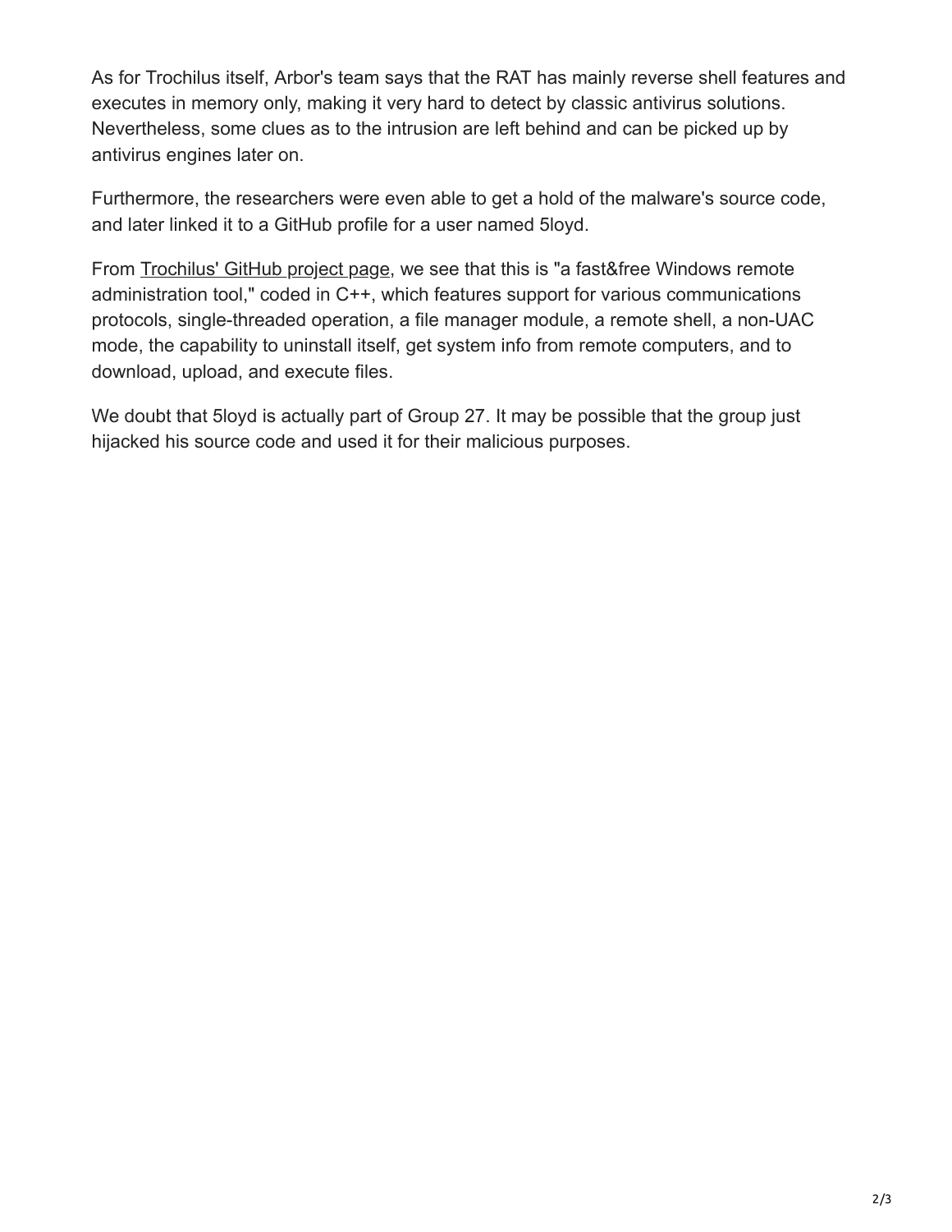As for Trochilus itself, Arbor's team says that the RAT has mainly reverse shell features and executes in memory only, making it very hard to detect by classic antivirus solutions. Nevertheless, some clues as to the intrusion are left behind and can be picked up by antivirus engines later on.

Furthermore, the researchers were even able to get a hold of the malware's source code, and later linked it to a GitHub profile for a user named 5loyd.

From Trochilus' GitHub project page, we see that this is "a fast&free Windows remote administration tool," coded in C++, which features support for various communications protocols, single-threaded operation, a file manager module, a remote shell, a non-UAC mode, the capability to uninstall itself, get system info from remote computers, and to download, upload, and execute files.

We doubt that 5loyd is actually part of Group 27. It may be possible that the group just hijacked his source code and used it for their malicious purposes.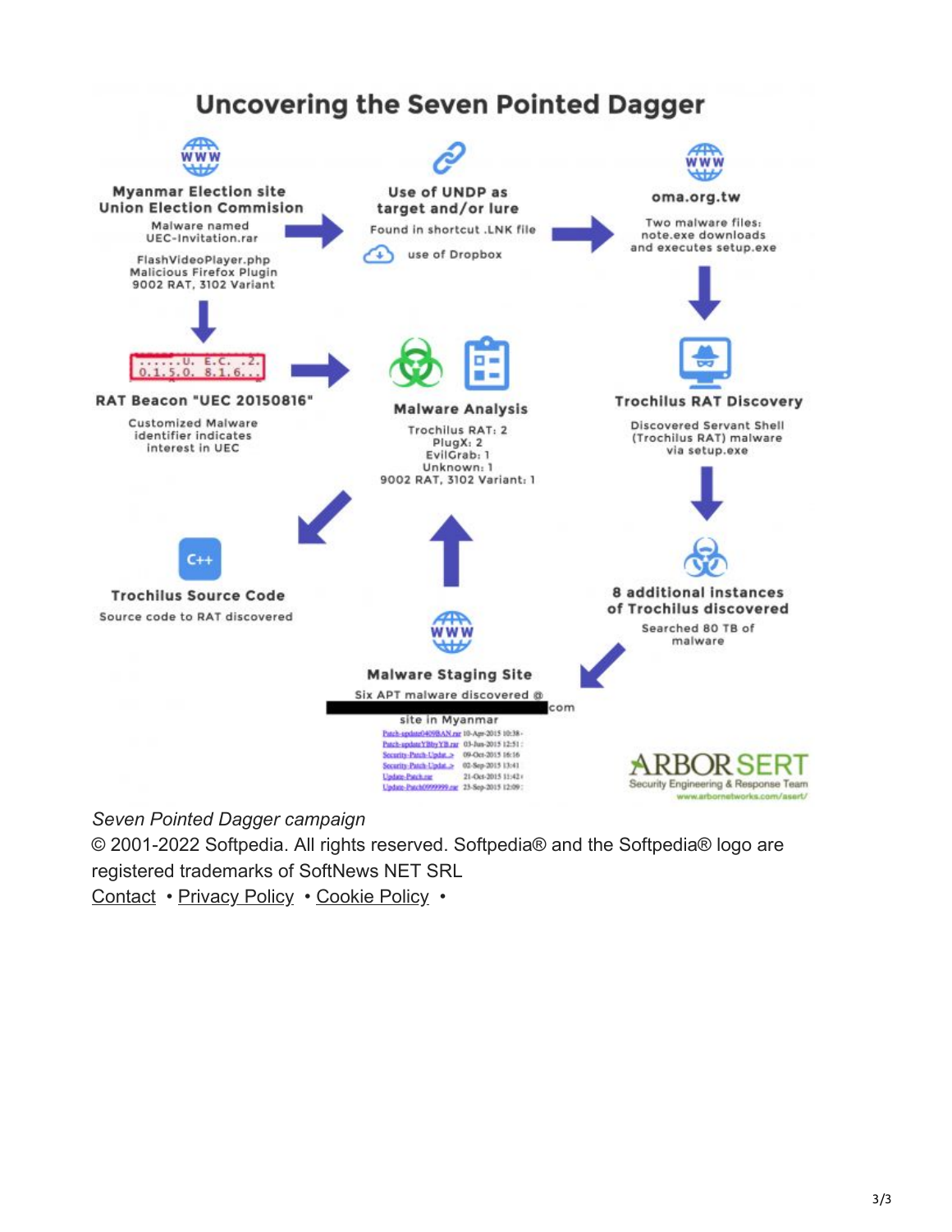Uncovering the Seven Pointed Dagger

**Myanmar Election site Union Election Commision**

Malware named UEC-Invitation.rar

FlashVideoPlayer.php
Malicious Firefox Plugin
9002 RAT, 3102 Variant

**Use of UNDP as target and/or lure**

Found in shortcut .LNK file

use of Dropbox

**oma.org.tw**

Two malware files: note.exe downloads and executes setup.exe

......U. E.C. .2.
0.1.5.0. 8.1.6...

**RAT Beacon "UEC 20150816"**

Customized Malware identifier indicates interest in UEC

**Malware Analysis**

Trochilus RAT: 2
PlugX: 2
EvilGrab: 1
Unknown: 1
9002 RAT, 3102 Variant: 1

**Trochilus RAT Discovery**

Discovered Servant Shell (Trochilus RAT) malware via setup.exe

C++

**Trochilus Source Code**

Source code to RAT discovered

**8 additional instances of Trochilus discovered**

Searched 80 TB of malware

**Malware Staging Site**

Six APT malware discovered @ ████████████████.com site in Myanmar

Patch-update0409BAN.rar 10-Apr-2015 10:38
Patch-updateYBbyYB.rar 03-Jun-2015 12:51
Security-Patch-Updat..> 09-Oct-2015 16:16
Security-Patch-Updat..> 02-Sep-2015 13:41
Update-Patch.rar 21-Oct-2015 11:42
Update-Patch0999999.rar 23-Sep-2015 12:09

ARBOR SERT
Security Engineering & Response Team
www.arbornetworks.com/asert/

*Seven Pointed Dagger campaign*

© 2001-2022 Softpedia. All rights reserved. Softpedia® and the Softpedia® logo are registered trademarks of SoftNews NET SRL

Contact • Privacy Policy • Cookie Policy •